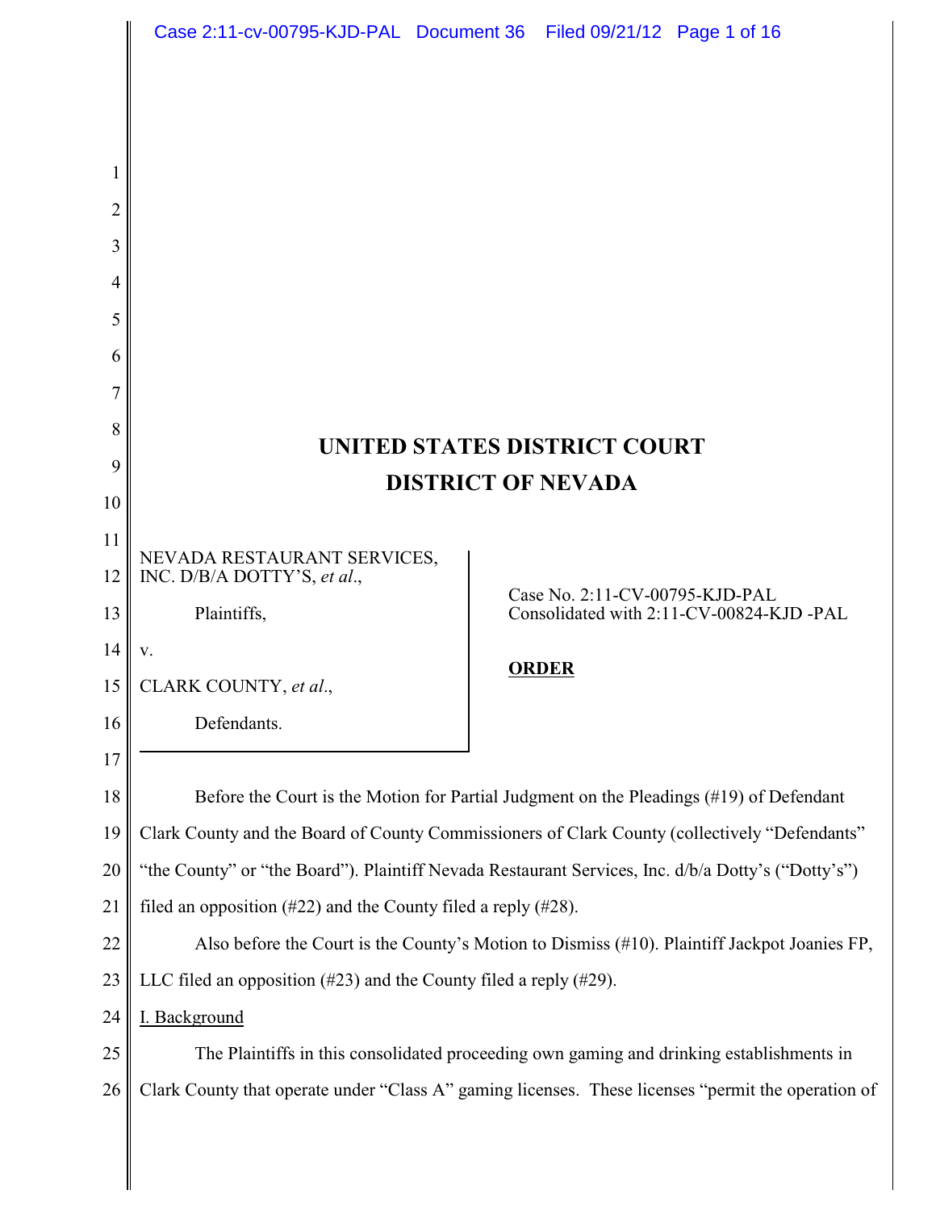# UNITED STATES DISTRICT COURT
# DISTRICT OF NEVADA

NEVADA RESTAURANT SERVICES, INC. D/B/A DOTTY'S, *et al*.,

Plaintiffs,

v.

CLARK COUNTY, *et al*.,

Defendants.

Case No. 2:11-CV-00795-KJD-PAL
Consolidated with 2:11-CV-00824-KJD -PAL

**ORDER**

Before the Court is the Motion for Partial Judgment on the Pleadings (#19) of Defendant Clark County and the Board of County Commissioners of Clark County (collectively "Defendants" "the County" or "the Board"). Plaintiff Nevada Restaurant Services, Inc. d/b/a Dotty's ("Dotty's") filed an opposition (#22) and the County filed a reply (#28).

Also before the Court is the County's Motion to Dismiss (#10). Plaintiff Jackpot Joanies FP, LLC filed an opposition (#23) and the County filed a reply (#29).

I. Background

The Plaintiffs in this consolidated proceeding own gaming and drinking establishments in Clark County that operate under "Class A" gaming licenses. These licenses "permit the operation of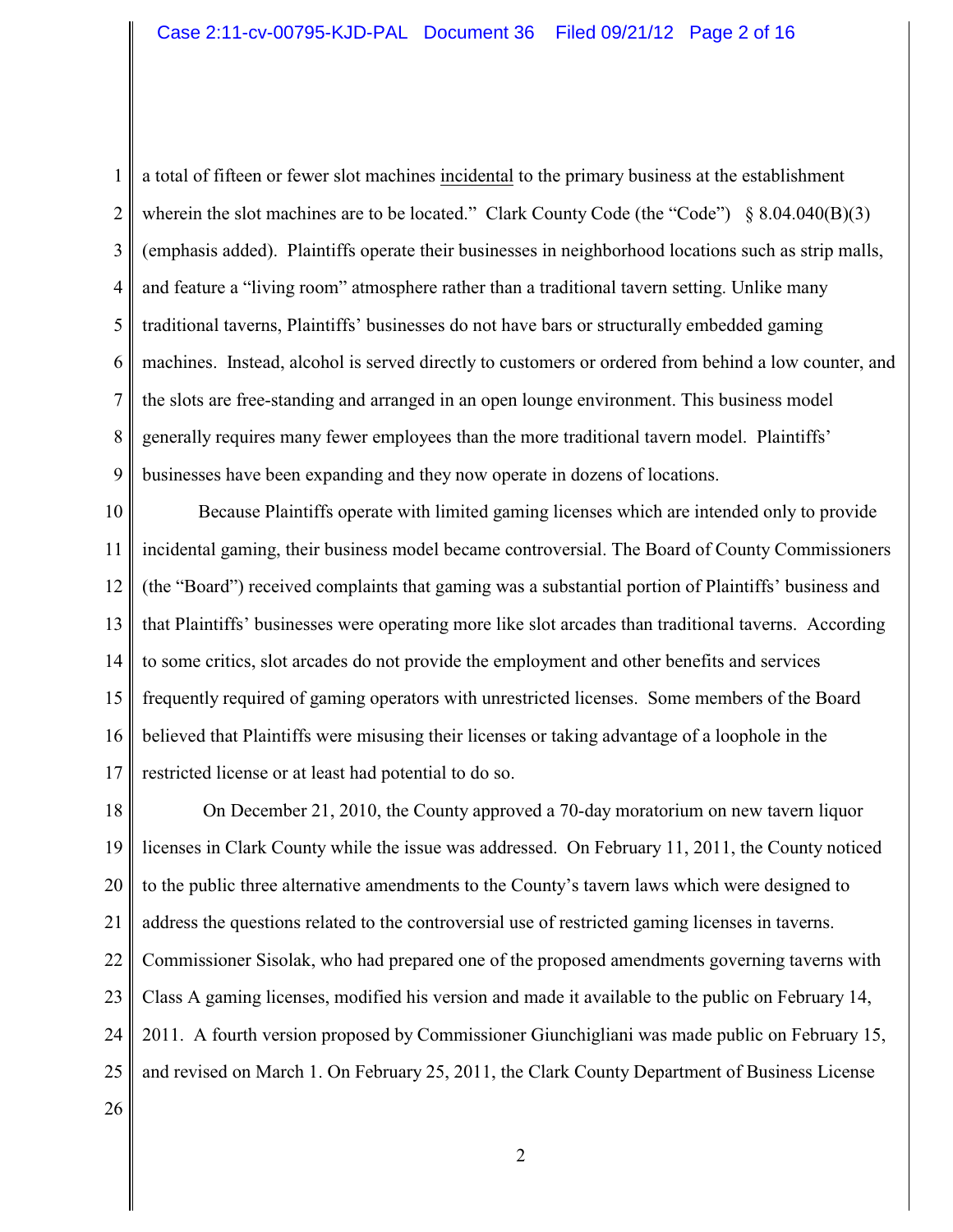a total of fifteen or fewer slot machines <u>incidental</u> to the primary business at the establishment wherein the slot machines are to be located." Clark County Code (the "Code") § 8.04.040(B)(3) (emphasis added). Plaintiffs operate their businesses in neighborhood locations such as strip malls, and feature a "living room" atmosphere rather than a traditional tavern setting. Unlike many traditional taverns, Plaintiffs' businesses do not have bars or structurally embedded gaming machines. Instead, alcohol is served directly to customers or ordered from behind a low counter, and the slots are free-standing and arranged in an open lounge environment. This business model generally requires many fewer employees than the more traditional tavern model. Plaintiffs' businesses have been expanding and they now operate in dozens of locations.

Because Plaintiffs operate with limited gaming licenses which are intended only to provide incidental gaming, their business model became controversial. The Board of County Commissioners (the "Board") received complaints that gaming was a substantial portion of Plaintiffs' business and that Plaintiffs' businesses were operating more like slot arcades than traditional taverns. According to some critics, slot arcades do not provide the employment and other benefits and services frequently required of gaming operators with unrestricted licenses. Some members of the Board believed that Plaintiffs were misusing their licenses or taking advantage of a loophole in the restricted license or at least had potential to do so.

On December 21, 2010, the County approved a 70-day moratorium on new tavern liquor licenses in Clark County while the issue was addressed. On February 11, 2011, the County noticed to the public three alternative amendments to the County's tavern laws which were designed to address the questions related to the controversial use of restricted gaming licenses in taverns. Commissioner Sisolak, who had prepared one of the proposed amendments governing taverns with Class A gaming licenses, modified his version and made it available to the public on February 14, 2011. A fourth version proposed by Commissioner Giunchigliani was made public on February 15, and revised on March 1. On February 25, 2011, the Clark County Department of Business License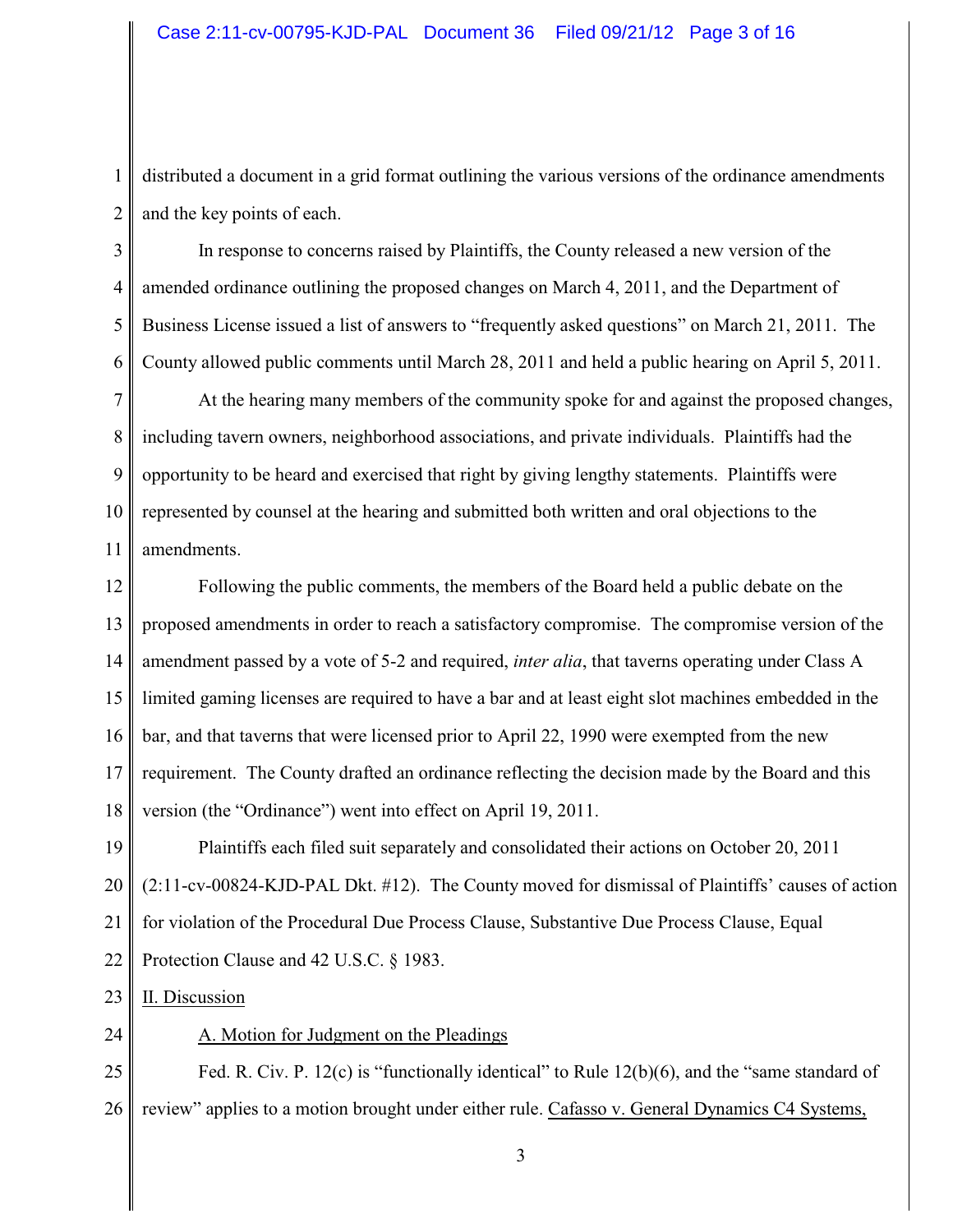distributed a document in a grid format outlining the various versions of the ordinance amendments and the key points of each.

In response to concerns raised by Plaintiffs, the County released a new version of the amended ordinance outlining the proposed changes on March 4, 2011, and the Department of Business License issued a list of answers to "frequently asked questions" on March 21, 2011. The County allowed public comments until March 28, 2011 and held a public hearing on April 5, 2011.

At the hearing many members of the community spoke for and against the proposed changes, including tavern owners, neighborhood associations, and private individuals. Plaintiffs had the opportunity to be heard and exercised that right by giving lengthy statements. Plaintiffs were represented by counsel at the hearing and submitted both written and oral objections to the amendments.

Following the public comments, the members of the Board held a public debate on the proposed amendments in order to reach a satisfactory compromise. The compromise version of the amendment passed by a vote of 5-2 and required, *inter alia*, that taverns operating under Class A limited gaming licenses are required to have a bar and at least eight slot machines embedded in the bar, and that taverns that were licensed prior to April 22, 1990 were exempted from the new requirement. The County drafted an ordinance reflecting the decision made by the Board and this version (the "Ordinance") went into effect on April 19, 2011.

Plaintiffs each filed suit separately and consolidated their actions on October 20, 2011 (2:11-cv-00824-KJD-PAL Dkt. #12). The County moved for dismissal of Plaintiffs' causes of action for violation of the Procedural Due Process Clause, Substantive Due Process Clause, Equal Protection Clause and 42 U.S.C. § 1983.

## II. Discussion

### A. Motion for Judgment on the Pleadings

Fed. R. Civ. P. 12(c) is "functionally identical" to Rule 12(b)(6), and the "same standard of review" applies to a motion brought under either rule. Cafasso v. General Dynamics C4 Systems,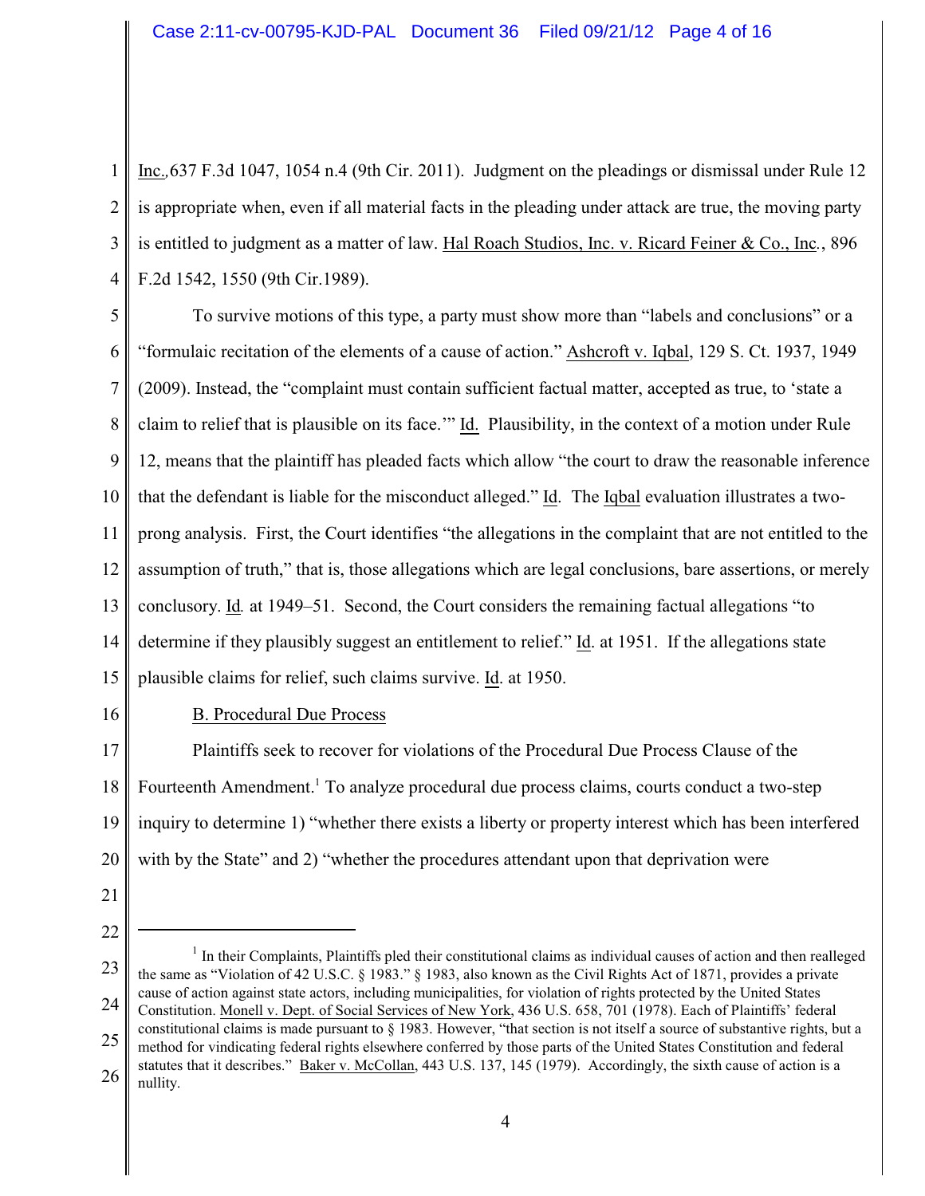Inc.,637 F.3d 1047, 1054 n.4 (9th Cir. 2011). Judgment on the pleadings or dismissal under Rule 12 is appropriate when, even if all material facts in the pleading under attack are true, the moving party is entitled to judgment as a matter of law. Hal Roach Studios, Inc. v. Ricard Feiner & Co., Inc., 896 F.2d 1542, 1550 (9th Cir.1989).

To survive motions of this type, a party must show more than "labels and conclusions" or a "formulaic recitation of the elements of a cause of action." Ashcroft v. Iqbal, 129 S. Ct. 1937, 1949 (2009). Instead, the "complaint must contain sufficient factual matter, accepted as true, to 'state a claim to relief that is plausible on its face.'" Id. Plausibility, in the context of a motion under Rule 12, means that the plaintiff has pleaded facts which allow "the court to draw the reasonable inference that the defendant is liable for the misconduct alleged." Id. The Iqbal evaluation illustrates a two-prong analysis. First, the Court identifies "the allegations in the complaint that are not entitled to the assumption of truth," that is, those allegations which are legal conclusions, bare assertions, or merely conclusory. Id. at 1949–51. Second, the Court considers the remaining factual allegations "to determine if they plausibly suggest an entitlement to relief." Id. at 1951. If the allegations state plausible claims for relief, such claims survive. Id. at 1950.

B. Procedural Due Process

Plaintiffs seek to recover for violations of the Procedural Due Process Clause of the Fourteenth Amendment.[1] To analyze procedural due process claims, courts conduct a two-step inquiry to determine 1) "whether there exists a liberty or property interest which has been interfered with by the State" and 2) "whether the procedures attendant upon that deprivation were

---

[1] In their Complaints, Plaintiffs pled their constitutional claims as individual causes of action and then realleged the same as "Violation of 42 U.S.C. § 1983." § 1983, also known as the Civil Rights Act of 1871, provides a private cause of action against state actors, including municipalities, for violation of rights protected by the United States Constitution. Monell v. Dept. of Social Services of New York, 436 U.S. 658, 701 (1978). Each of Plaintiffs' federal constitutional claims is made pursuant to § 1983. However, "that section is not itself a source of substantive rights, but a method for vindicating federal rights elsewhere conferred by those parts of the United States Constitution and federal statutes that it describes." Baker v. McCollan, 443 U.S. 137, 145 (1979). Accordingly, the sixth cause of action is a nullity.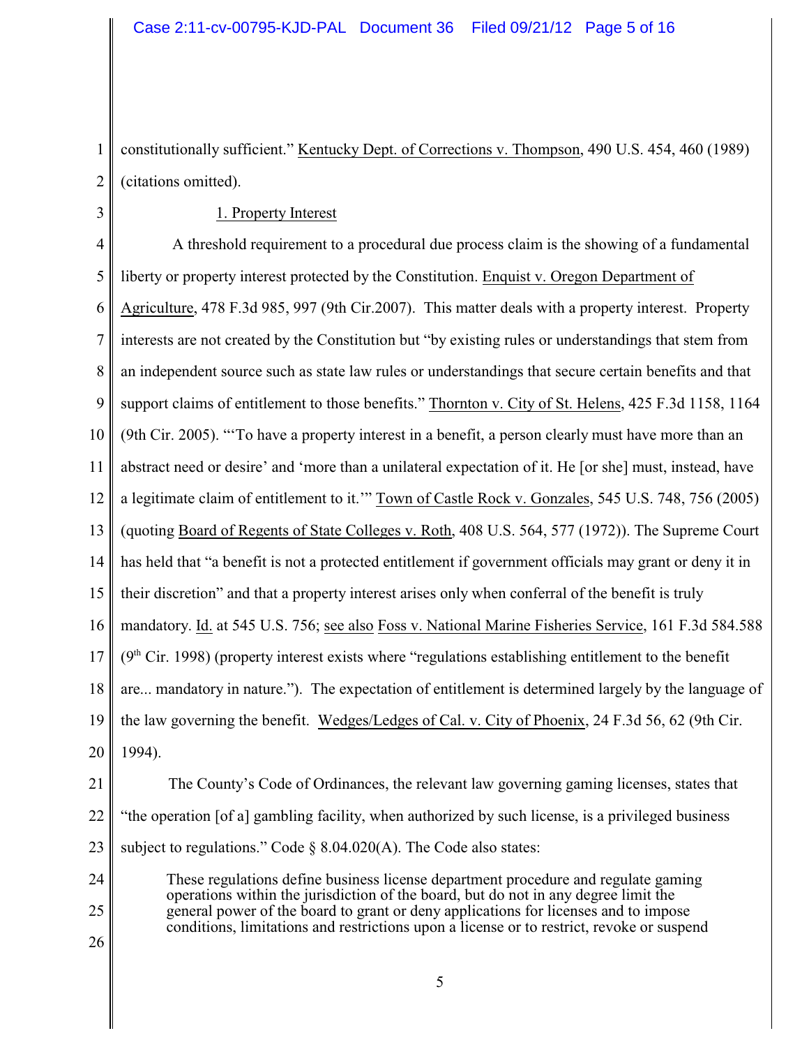constitutionally sufficient." Kentucky Dept. of Corrections v. Thompson, 490 U.S. 454, 460 (1989) (citations omitted).

1. Property Interest

A threshold requirement to a procedural due process claim is the showing of a fundamental liberty or property interest protected by the Constitution. Enquist v. Oregon Department of Agriculture, 478 F.3d 985, 997 (9th Cir.2007). This matter deals with a property interest. Property interests are not created by the Constitution but "by existing rules or understandings that stem from an independent source such as state law rules or understandings that secure certain benefits and that support claims of entitlement to those benefits." Thornton v. City of St. Helens, 425 F.3d 1158, 1164 (9th Cir. 2005). "'To have a property interest in a benefit, a person clearly must have more than an abstract need or desire' and 'more than a unilateral expectation of it. He [or she] must, instead, have a legitimate claim of entitlement to it.'" Town of Castle Rock v. Gonzales, 545 U.S. 748, 756 (2005) (quoting Board of Regents of State Colleges v. Roth, 408 U.S. 564, 577 (1972)). The Supreme Court has held that "a benefit is not a protected entitlement if government officials may grant or deny it in their discretion" and that a property interest arises only when conferral of the benefit is truly mandatory. Id. at 545 U.S. 756; see also Foss v. National Marine Fisheries Service, 161 F.3d 584.588 (9th Cir. 1998) (property interest exists where "regulations establishing entitlement to the benefit are... mandatory in nature."). The expectation of entitlement is determined largely by the language of the law governing the benefit. Wedges/Ledges of Cal. v. City of Phoenix, 24 F.3d 56, 62 (9th Cir. 1994).

The County's Code of Ordinances, the relevant law governing gaming licenses, states that "the operation [of a] gambling facility, when authorized by such license, is a privileged business subject to regulations." Code § 8.04.020(A). The Code also states:

> These regulations define business license department procedure and regulate gaming operations within the jurisdiction of the board, but do not in any degree limit the general power of the board to grant or deny applications for licenses and to impose conditions, limitations and restrictions upon a license or to restrict, revoke or suspend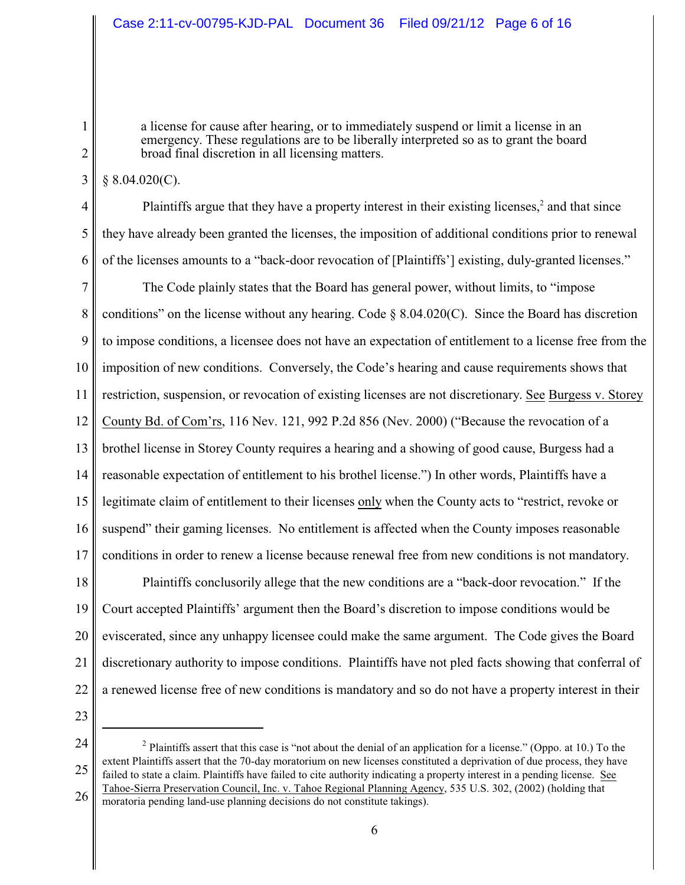> a license for cause after hearing, or to immediately suspend or limit a license in an emergency. These regulations are to be liberally interpreted so as to grant the board broad final discretion in all licensing matters.

§ 8.04.020(C).

Plaintiffs argue that they have a property interest in their existing licenses,[2] and that since they have already been granted the licenses, the imposition of additional conditions prior to renewal of the licenses amounts to a "back-door revocation of [Plaintiffs'] existing, duly-granted licenses."

The Code plainly states that the Board has general power, without limits, to "impose conditions" on the license without any hearing. Code § 8.04.020(C). Since the Board has discretion to impose conditions, a licensee does not have an expectation of entitlement to a license free from the imposition of new conditions. Conversely, the Code's hearing and cause requirements shows that restriction, suspension, or revocation of existing licenses are not discretionary. See Burgess v. Storey County Bd. of Com'rs, 116 Nev. 121, 992 P.2d 856 (Nev. 2000) ("Because the revocation of a brothel license in Storey County requires a hearing and a showing of good cause, Burgess had a reasonable expectation of entitlement to his brothel license.") In other words, Plaintiffs have a legitimate claim of entitlement to their licenses only when the County acts to "restrict, revoke or suspend" their gaming licenses. No entitlement is affected when the County imposes reasonable conditions in order to renew a license because renewal free from new conditions is not mandatory.

Plaintiffs conclusorily allege that the new conditions are a "back-door revocation." If the Court accepted Plaintiffs' argument then the Board's discretion to impose conditions would be eviscerated, since any unhappy licensee could make the same argument. The Code gives the Board discretionary authority to impose conditions. Plaintiffs have not pled facts showing that conferral of a renewed license free of new conditions is mandatory and so do not have a property interest in their

---

[2] Plaintiffs assert that this case is "not about the denial of an application for a license." (Oppo. at 10.) To the extent Plaintiffs assert that the 70-day moratorium on new licenses constituted a deprivation of due process, they have failed to state a claim. Plaintiffs have failed to cite authority indicating a property interest in a pending license. See Tahoe-Sierra Preservation Council, Inc. v. Tahoe Regional Planning Agency, 535 U.S. 302, (2002) (holding that moratoria pending land-use planning decisions do not constitute takings).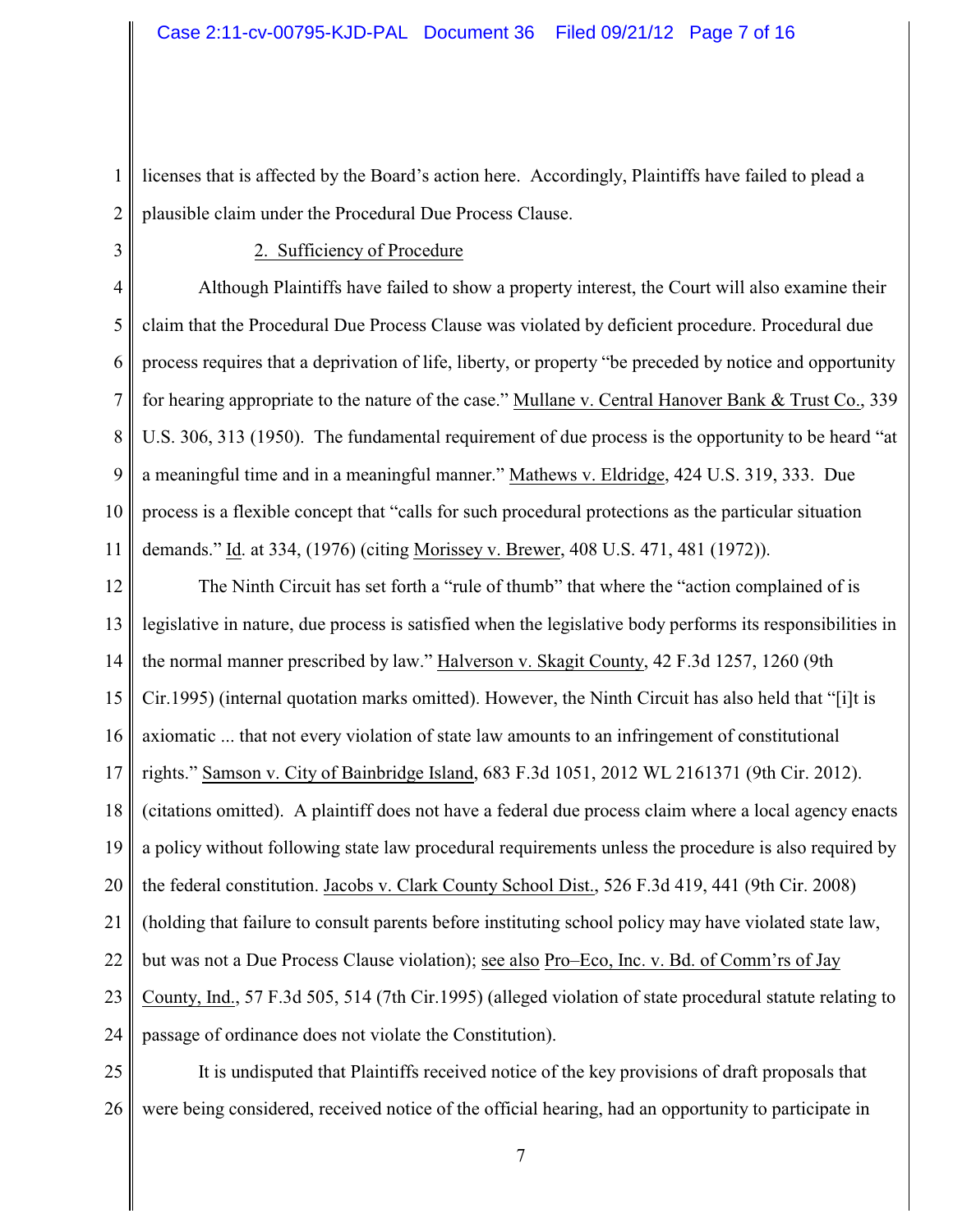licenses that is affected by the Board's action here. Accordingly, Plaintiffs have failed to plead a plausible claim under the Procedural Due Process Clause.

2. Sufficiency of Procedure

Although Plaintiffs have failed to show a property interest, the Court will also examine their claim that the Procedural Due Process Clause was violated by deficient procedure. Procedural due process requires that a deprivation of life, liberty, or property "be preceded by notice and opportunity for hearing appropriate to the nature of the case." Mullane v. Central Hanover Bank & Trust Co., 339 U.S. 306, 313 (1950). The fundamental requirement of due process is the opportunity to be heard "at a meaningful time and in a meaningful manner." Mathews v. Eldridge, 424 U.S. 319, 333. Due process is a flexible concept that "calls for such procedural protections as the particular situation demands." Id. at 334, (1976) (citing Morissey v. Brewer, 408 U.S. 471, 481 (1972)).

The Ninth Circuit has set forth a "rule of thumb" that where the "action complained of is legislative in nature, due process is satisfied when the legislative body performs its responsibilities in the normal manner prescribed by law." Halverson v. Skagit County, 42 F.3d 1257, 1260 (9th Cir.1995) (internal quotation marks omitted). However, the Ninth Circuit has also held that "[i]t is axiomatic ... that not every violation of state law amounts to an infringement of constitutional rights." Samson v. City of Bainbridge Island, 683 F.3d 1051, 2012 WL 2161371 (9th Cir. 2012). (citations omitted). A plaintiff does not have a federal due process claim where a local agency enacts a policy without following state law procedural requirements unless the procedure is also required by the federal constitution. Jacobs v. Clark County School Dist., 526 F.3d 419, 441 (9th Cir. 2008) (holding that failure to consult parents before instituting school policy may have violated state law, but was not a Due Process Clause violation); see also Pro–Eco, Inc. v. Bd. of Comm'rs of Jay County, Ind., 57 F.3d 505, 514 (7th Cir.1995) (alleged violation of state procedural statute relating to passage of ordinance does not violate the Constitution).

It is undisputed that Plaintiffs received notice of the key provisions of draft proposals that were being considered, received notice of the official hearing, had an opportunity to participate in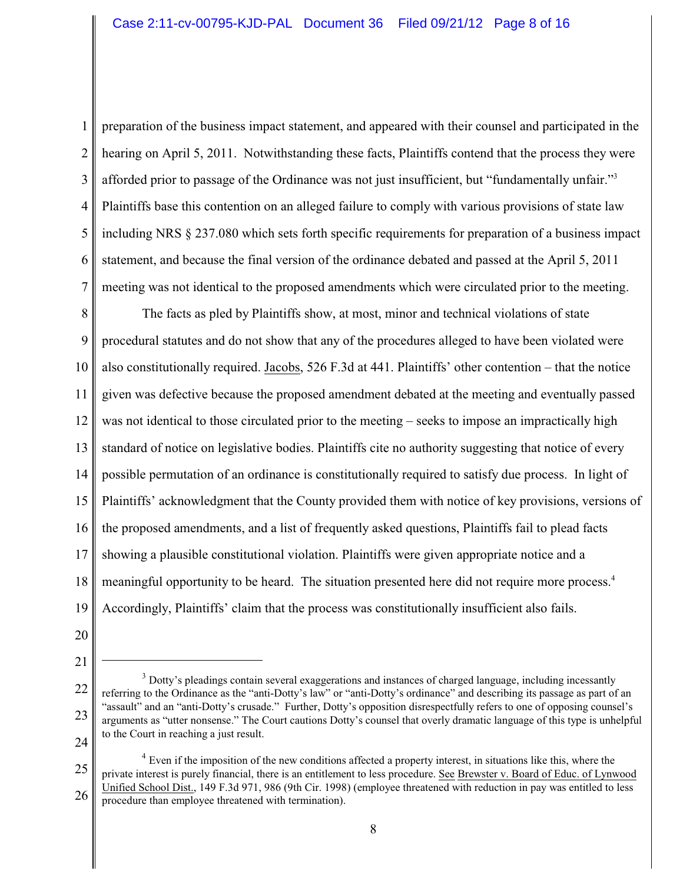preparation of the business impact statement, and appeared with their counsel and participated in the hearing on April 5, 2011. Notwithstanding these facts, Plaintiffs contend that the process they were afforded prior to passage of the Ordinance was not just insufficient, but "fundamentally unfair."[3] Plaintiffs base this contention on an alleged failure to comply with various provisions of state law including NRS § 237.080 which sets forth specific requirements for preparation of a business impact statement, and because the final version of the ordinance debated and passed at the April 5, 2011 meeting was not identical to the proposed amendments which were circulated prior to the meeting.

The facts as pled by Plaintiffs show, at most, minor and technical violations of state procedural statutes and do not show that any of the procedures alleged to have been violated were also constitutionally required. Jacobs, 526 F.3d at 441. Plaintiffs' other contention – that the notice given was defective because the proposed amendment debated at the meeting and eventually passed was not identical to those circulated prior to the meeting – seeks to impose an impractically high standard of notice on legislative bodies. Plaintiffs cite no authority suggesting that notice of every possible permutation of an ordinance is constitutionally required to satisfy due process. In light of Plaintiffs' acknowledgment that the County provided them with notice of key provisions, versions of the proposed amendments, and a list of frequently asked questions, Plaintiffs fail to plead facts showing a plausible constitutional violation. Plaintiffs were given appropriate notice and a meaningful opportunity to be heard. The situation presented here did not require more process.[4] Accordingly, Plaintiffs' claim that the process was constitutionally insufficient also fails.

---

[3] Dotty's pleadings contain several exaggerations and instances of charged language, including incessantly referring to the Ordinance as the "anti-Dotty's law" or "anti-Dotty's ordinance" and describing its passage as part of an "assault" and an "anti-Dotty's crusade." Further, Dotty's opposition disrespectfully refers to one of opposing counsel's arguments as "utter nonsense." The Court cautions Dotty's counsel that overly dramatic language of this type is unhelpful to the Court in reaching a just result.

[4] Even if the imposition of the new conditions affected a property interest, in situations like this, where the private interest is purely financial, there is an entitlement to less procedure. See Brewster v. Board of Educ. of Lynwood Unified School Dist., 149 F.3d 971, 986 (9th Cir. 1998) (employee threatened with reduction in pay was entitled to less procedure than employee threatened with termination).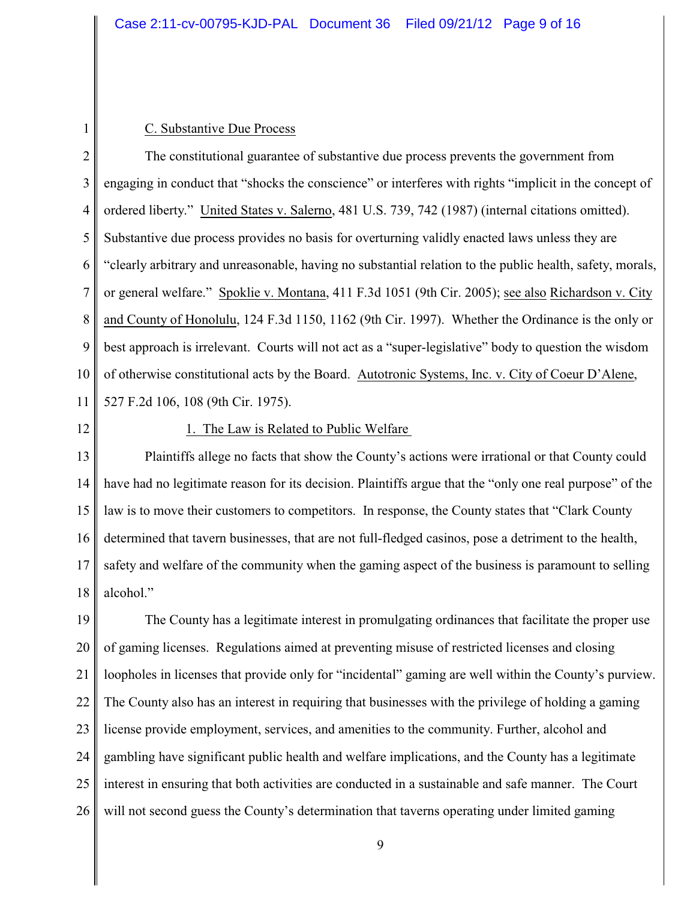### C. Substantive Due Process

The constitutional guarantee of substantive due process prevents the government from engaging in conduct that "shocks the conscience" or interferes with rights "implicit in the concept of ordered liberty." United States v. Salerno, 481 U.S. 739, 742 (1987) (internal citations omitted). Substantive due process provides no basis for overturning validly enacted laws unless they are "clearly arbitrary and unreasonable, having no substantial relation to the public health, safety, morals, or general welfare." Spoklie v. Montana, 411 F.3d 1051 (9th Cir. 2005); see also Richardson v. City and County of Honolulu, 124 F.3d 1150, 1162 (9th Cir. 1997). Whether the Ordinance is the only or best approach is irrelevant. Courts will not act as a "super-legislative" body to question the wisdom of otherwise constitutional acts by the Board. Autotronic Systems, Inc. v. City of Coeur D'Alene, 527 F.2d 106, 108 (9th Cir. 1975).

#### 1. The Law is Related to Public Welfare

Plaintiffs allege no facts that show the County's actions were irrational or that County could have had no legitimate reason for its decision. Plaintiffs argue that the "only one real purpose" of the law is to move their customers to competitors. In response, the County states that "Clark County determined that tavern businesses, that are not full-fledged casinos, pose a detriment to the health, safety and welfare of the community when the gaming aspect of the business is paramount to selling alcohol."

The County has a legitimate interest in promulgating ordinances that facilitate the proper use of gaming licenses. Regulations aimed at preventing misuse of restricted licenses and closing loopholes in licenses that provide only for "incidental" gaming are well within the County's purview. The County also has an interest in requiring that businesses with the privilege of holding a gaming license provide employment, services, and amenities to the community. Further, alcohol and gambling have significant public health and welfare implications, and the County has a legitimate interest in ensuring that both activities are conducted in a sustainable and safe manner. The Court will not second guess the County's determination that taverns operating under limited gaming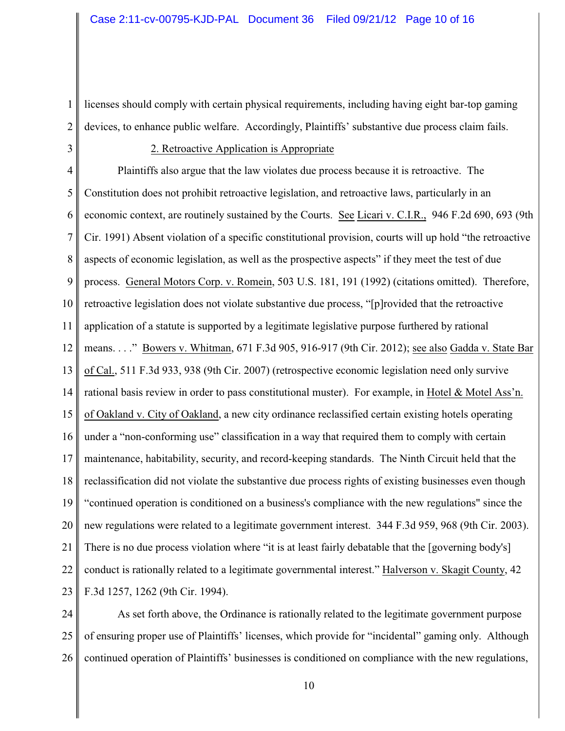licenses should comply with certain physical requirements, including having eight bar-top gaming devices, to enhance public welfare. Accordingly, Plaintiffs' substantive due process claim fails.

2. Retroactive Application is Appropriate

Plaintiffs also argue that the law violates due process because it is retroactive. The Constitution does not prohibit retroactive legislation, and retroactive laws, particularly in an economic context, are routinely sustained by the Courts. See Licari v. C.I.R., 946 F.2d 690, 693 (9th Cir. 1991) Absent violation of a specific constitutional provision, courts will up hold "the retroactive aspects of economic legislation, as well as the prospective aspects" if they meet the test of due process. General Motors Corp. v. Romein, 503 U.S. 181, 191 (1992) (citations omitted). Therefore, retroactive legislation does not violate substantive due process, "[p]rovided that the retroactive application of a statute is supported by a legitimate legislative purpose furthered by rational means. . . ." Bowers v. Whitman, 671 F.3d 905, 916-917 (9th Cir. 2012); see also Gadda v. State Bar of Cal., 511 F.3d 933, 938 (9th Cir. 2007) (retrospective economic legislation need only survive rational basis review in order to pass constitutional muster). For example, in Hotel & Motel Ass'n. of Oakland v. City of Oakland, a new city ordinance reclassified certain existing hotels operating under a "non-conforming use" classification in a way that required them to comply with certain maintenance, habitability, security, and record-keeping standards. The Ninth Circuit held that the reclassification did not violate the substantive due process rights of existing businesses even though "continued operation is conditioned on a business's compliance with the new regulations" since the new regulations were related to a legitimate government interest. 344 F.3d 959, 968 (9th Cir. 2003). There is no due process violation where "it is at least fairly debatable that the [governing body's] conduct is rationally related to a legitimate governmental interest." Halverson v. Skagit County, 42 F.3d 1257, 1262 (9th Cir. 1994).

As set forth above, the Ordinance is rationally related to the legitimate government purpose of ensuring proper use of Plaintiffs' licenses, which provide for "incidental" gaming only. Although continued operation of Plaintiffs' businesses is conditioned on compliance with the new regulations,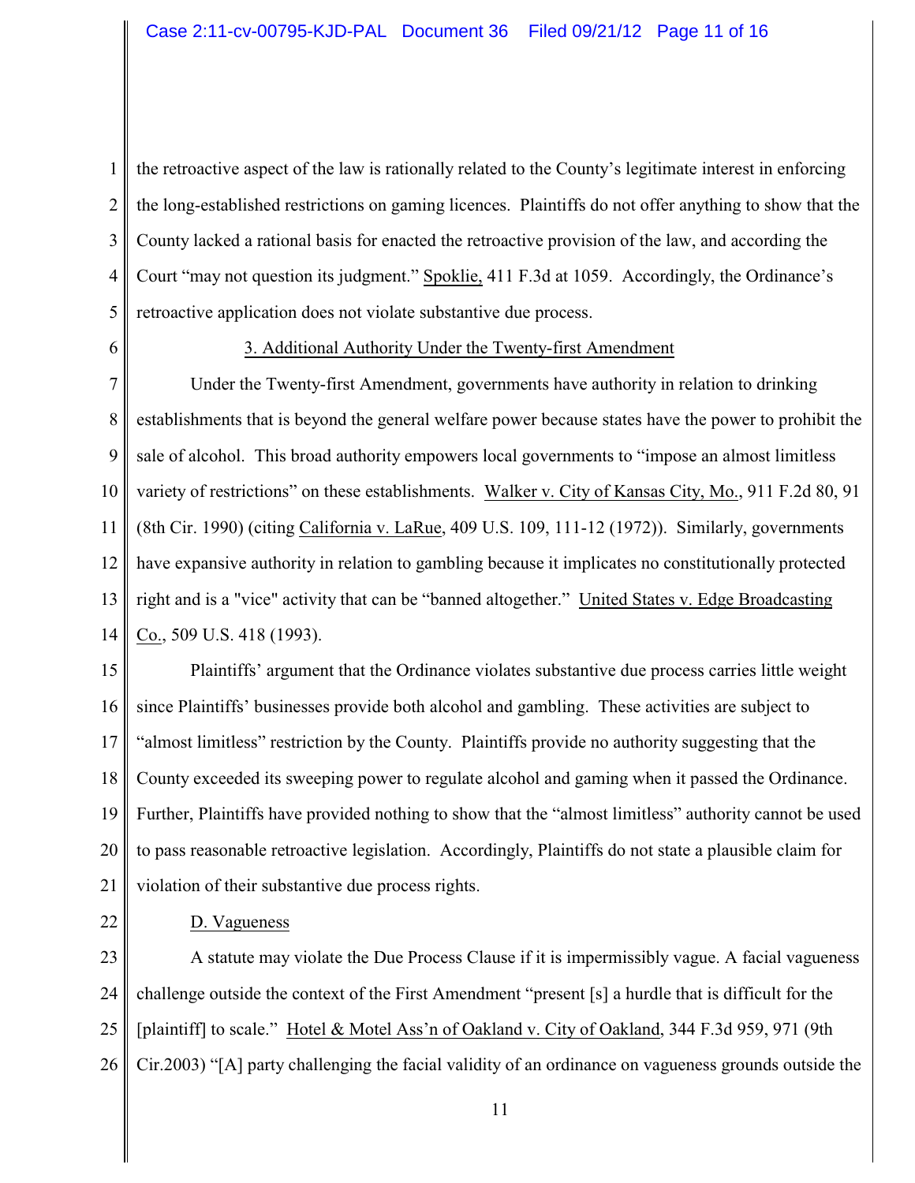the retroactive aspect of the law is rationally related to the County's legitimate interest in enforcing the long-established restrictions on gaming licences. Plaintiffs do not offer anything to show that the County lacked a rational basis for enacted the retroactive provision of the law, and according the Court "may not question its judgment." Spoklie, 411 F.3d at 1059. Accordingly, the Ordinance's retroactive application does not violate substantive due process.

3. Additional Authority Under the Twenty-first Amendment

Under the Twenty-first Amendment, governments have authority in relation to drinking establishments that is beyond the general welfare power because states have the power to prohibit the sale of alcohol. This broad authority empowers local governments to "impose an almost limitless variety of restrictions" on these establishments. Walker v. City of Kansas City, Mo., 911 F.2d 80, 91 (8th Cir. 1990) (citing California v. LaRue, 409 U.S. 109, 111-12 (1972)). Similarly, governments have expansive authority in relation to gambling because it implicates no constitutionally protected right and is a "vice" activity that can be "banned altogether." United States v. Edge Broadcasting Co., 509 U.S. 418 (1993).

Plaintiffs' argument that the Ordinance violates substantive due process carries little weight since Plaintiffs' businesses provide both alcohol and gambling. These activities are subject to "almost limitless" restriction by the County. Plaintiffs provide no authority suggesting that the County exceeded its sweeping power to regulate alcohol and gaming when it passed the Ordinance. Further, Plaintiffs have provided nothing to show that the "almost limitless" authority cannot be used to pass reasonable retroactive legislation. Accordingly, Plaintiffs do not state a plausible claim for violation of their substantive due process rights.

D. Vagueness

A statute may violate the Due Process Clause if it is impermissibly vague. A facial vagueness challenge outside the context of the First Amendment "present [s] a hurdle that is difficult for the [plaintiff] to scale." Hotel & Motel Ass'n of Oakland v. City of Oakland, 344 F.3d 959, 971 (9th Cir.2003) "[A] party challenging the facial validity of an ordinance on vagueness grounds outside the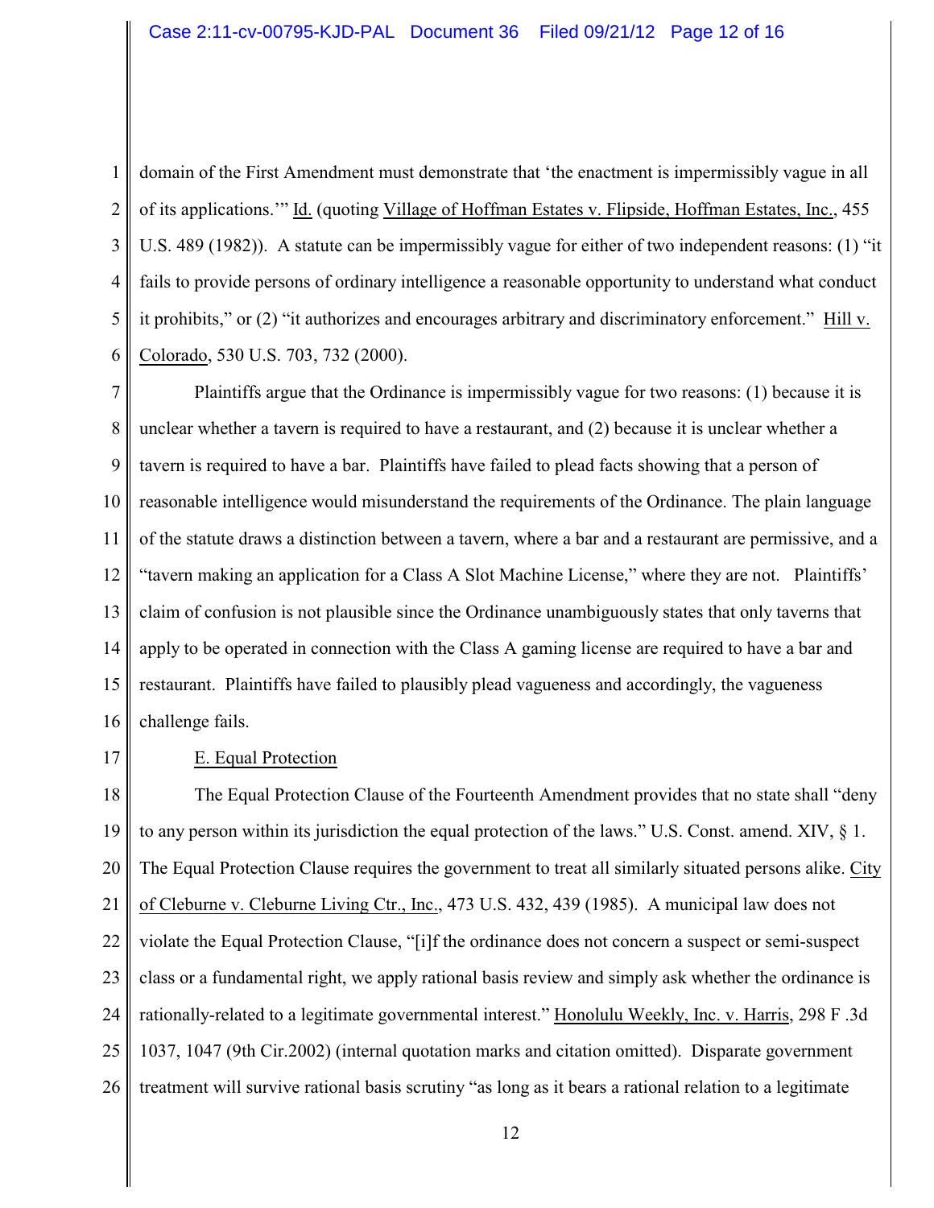domain of the First Amendment must demonstrate that 'the enactment is impermissibly vague in all of its applications.'" Id. (quoting Village of Hoffman Estates v. Flipside, Hoffman Estates, Inc., 455 U.S. 489 (1982)). A statute can be impermissibly vague for either of two independent reasons: (1) "it fails to provide persons of ordinary intelligence a reasonable opportunity to understand what conduct it prohibits," or (2) "it authorizes and encourages arbitrary and discriminatory enforcement." Hill v. Colorado, 530 U.S. 703, 732 (2000).

Plaintiffs argue that the Ordinance is impermissibly vague for two reasons: (1) because it is unclear whether a tavern is required to have a restaurant, and (2) because it is unclear whether a tavern is required to have a bar. Plaintiffs have failed to plead facts showing that a person of reasonable intelligence would misunderstand the requirements of the Ordinance. The plain language of the statute draws a distinction between a tavern, where a bar and a restaurant are permissive, and a "tavern making an application for a Class A Slot Machine License," where they are not. Plaintiffs' claim of confusion is not plausible since the Ordinance unambiguously states that only taverns that apply to be operated in connection with the Class A gaming license are required to have a bar and restaurant. Plaintiffs have failed to plausibly plead vagueness and accordingly, the vagueness challenge fails.

### E. Equal Protection

The Equal Protection Clause of the Fourteenth Amendment provides that no state shall "deny to any person within its jurisdiction the equal protection of the laws." U.S. Const. amend. XIV, § 1. The Equal Protection Clause requires the government to treat all similarly situated persons alike. City of Cleburne v. Cleburne Living Ctr., Inc., 473 U.S. 432, 439 (1985). A municipal law does not violate the Equal Protection Clause, "[i]f the ordinance does not concern a suspect or semi-suspect class or a fundamental right, we apply rational basis review and simply ask whether the ordinance is rationally-related to a legitimate governmental interest." Honolulu Weekly, Inc. v. Harris, 298 F .3d 1037, 1047 (9th Cir.2002) (internal quotation marks and citation omitted). Disparate government treatment will survive rational basis scrutiny "as long as it bears a rational relation to a legitimate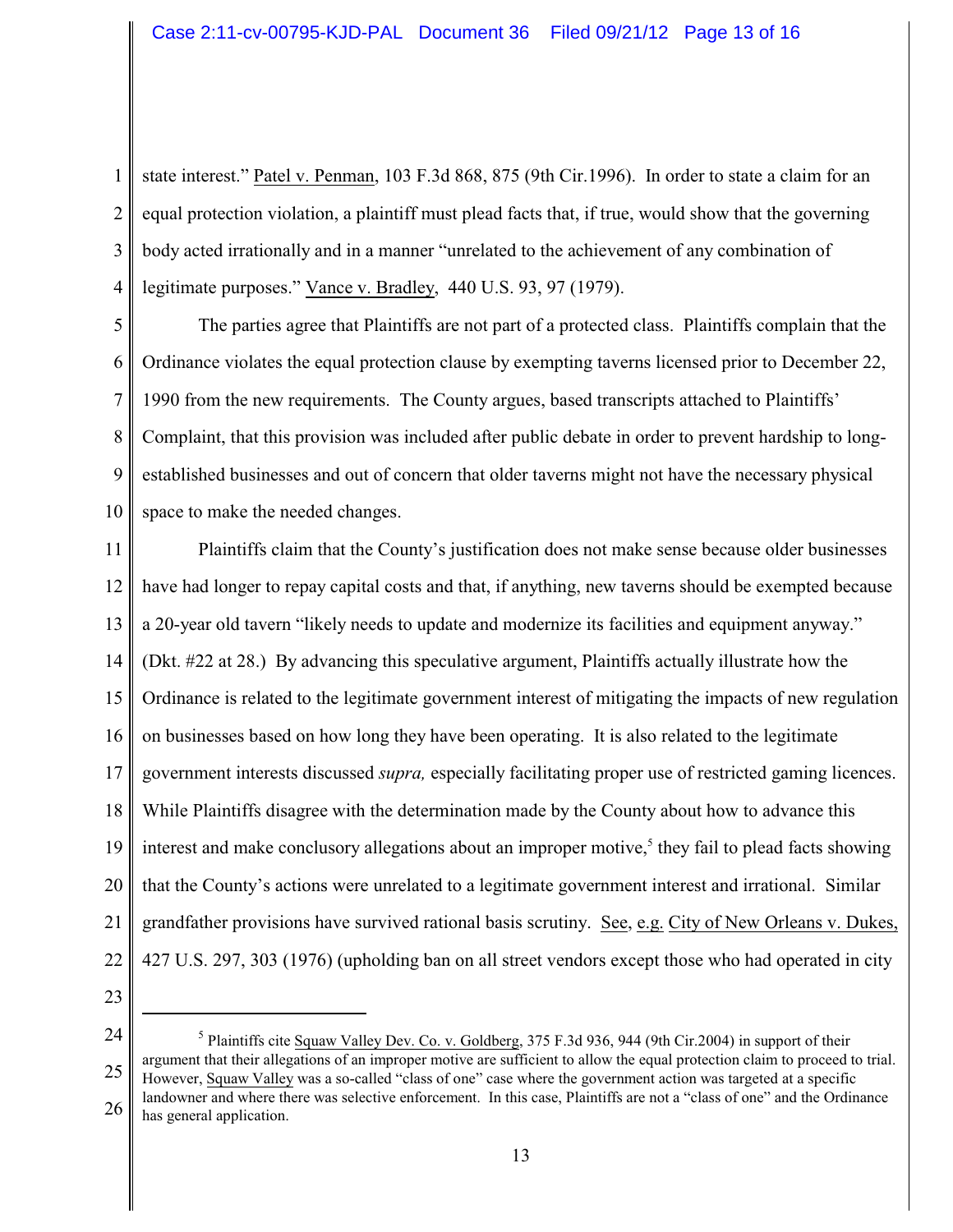state interest." Patel v. Penman, 103 F.3d 868, 875 (9th Cir.1996). In order to state a claim for an equal protection violation, a plaintiff must plead facts that, if true, would show that the governing body acted irrationally and in a manner "unrelated to the achievement of any combination of legitimate purposes." Vance v. Bradley, 440 U.S. 93, 97 (1979).

The parties agree that Plaintiffs are not part of a protected class. Plaintiffs complain that the Ordinance violates the equal protection clause by exempting taverns licensed prior to December 22, 1990 from the new requirements. The County argues, based transcripts attached to Plaintiffs' Complaint, that this provision was included after public debate in order to prevent hardship to long-established businesses and out of concern that older taverns might not have the necessary physical space to make the needed changes.

Plaintiffs claim that the County's justification does not make sense because older businesses have had longer to repay capital costs and that, if anything, new taverns should be exempted because a 20-year old tavern "likely needs to update and modernize its facilities and equipment anyway." (Dkt. #22 at 28.) By advancing this speculative argument, Plaintiffs actually illustrate how the Ordinance is related to the legitimate government interest of mitigating the impacts of new regulation on businesses based on how long they have been operating. It is also related to the legitimate government interests discussed *supra,* especially facilitating proper use of restricted gaming licences. While Plaintiffs disagree with the determination made by the County about how to advance this interest and make conclusory allegations about an improper motive,[5] they fail to plead facts showing that the County's actions were unrelated to a legitimate government interest and irrational. Similar grandfather provisions have survived rational basis scrutiny. See, e.g. City of New Orleans v. Dukes, 427 U.S. 297, 303 (1976) (upholding ban on all street vendors except those who had operated in city

[5] Plaintiffs cite Squaw Valley Dev. Co. v. Goldberg, 375 F.3d 936, 944 (9th Cir.2004) in support of their argument that their allegations of an improper motive are sufficient to allow the equal protection claim to proceed to trial. However, Squaw Valley was a so-called "class of one" case where the government action was targeted at a specific landowner and where there was selective enforcement. In this case, Plaintiffs are not a "class of one" and the Ordinance has general application.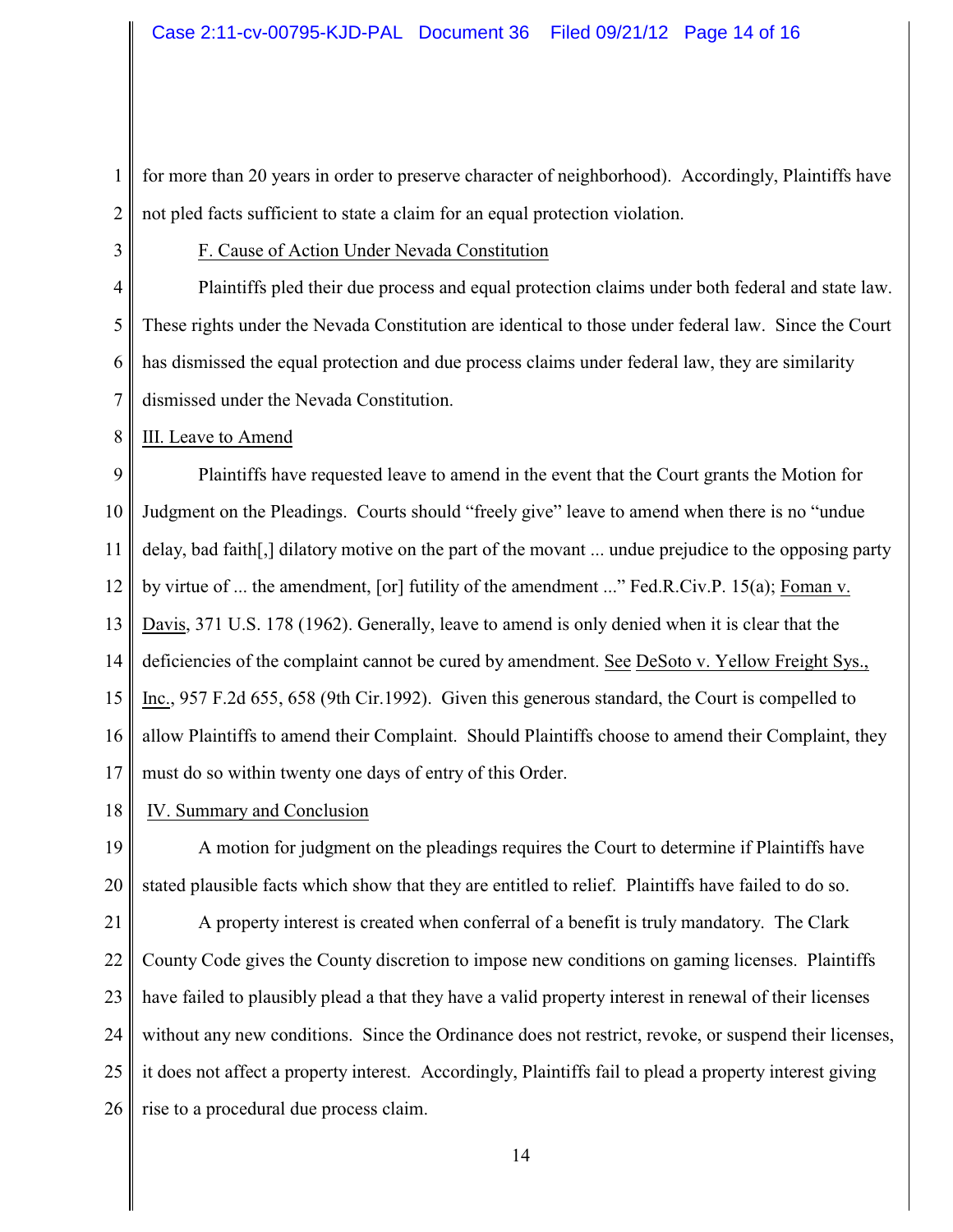for more than 20 years in order to preserve character of neighborhood). Accordingly, Plaintiffs have not pled facts sufficient to state a claim for an equal protection violation.

F. Cause of Action Under Nevada Constitution

Plaintiffs pled their due process and equal protection claims under both federal and state law. These rights under the Nevada Constitution are identical to those under federal law. Since the Court has dismissed the equal protection and due process claims under federal law, they are similarity dismissed under the Nevada Constitution.

III. Leave to Amend

Plaintiffs have requested leave to amend in the event that the Court grants the Motion for Judgment on the Pleadings. Courts should "freely give" leave to amend when there is no "undue delay, bad faith[,] dilatory motive on the part of the movant ... undue prejudice to the opposing party by virtue of ... the amendment, [or] futility of the amendment ..." Fed.R.Civ.P. 15(a); Foman v. Davis, 371 U.S. 178 (1962). Generally, leave to amend is only denied when it is clear that the deficiencies of the complaint cannot be cured by amendment. See DeSoto v. Yellow Freight Sys., Inc., 957 F.2d 655, 658 (9th Cir.1992). Given this generous standard, the Court is compelled to allow Plaintiffs to amend their Complaint. Should Plaintiffs choose to amend their Complaint, they must do so within twenty one days of entry of this Order.

IV. Summary and Conclusion

A motion for judgment on the pleadings requires the Court to determine if Plaintiffs have stated plausible facts which show that they are entitled to relief. Plaintiffs have failed to do so.

A property interest is created when conferral of a benefit is truly mandatory. The Clark County Code gives the County discretion to impose new conditions on gaming licenses. Plaintiffs have failed to plausibly plead a that they have a valid property interest in renewal of their licenses without any new conditions. Since the Ordinance does not restrict, revoke, or suspend their licenses, it does not affect a property interest. Accordingly, Plaintiffs fail to plead a property interest giving rise to a procedural due process claim.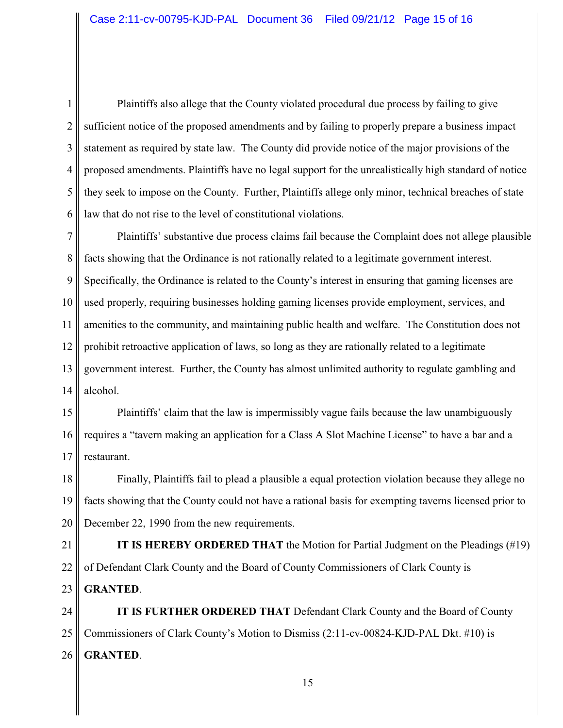Plaintiffs also allege that the County violated procedural due process by failing to give sufficient notice of the proposed amendments and by failing to properly prepare a business impact statement as required by state law. The County did provide notice of the major provisions of the proposed amendments. Plaintiffs have no legal support for the unrealistically high standard of notice they seek to impose on the County. Further, Plaintiffs allege only minor, technical breaches of state law that do not rise to the level of constitutional violations.

Plaintiffs' substantive due process claims fail because the Complaint does not allege plausible facts showing that the Ordinance is not rationally related to a legitimate government interest. Specifically, the Ordinance is related to the County's interest in ensuring that gaming licenses are used properly, requiring businesses holding gaming licenses provide employment, services, and amenities to the community, and maintaining public health and welfare. The Constitution does not prohibit retroactive application of laws, so long as they are rationally related to a legitimate government interest. Further, the County has almost unlimited authority to regulate gambling and alcohol.

Plaintiffs' claim that the law is impermissibly vague fails because the law unambiguously requires a "tavern making an application for a Class A Slot Machine License" to have a bar and a restaurant.

Finally, Plaintiffs fail to plead a plausible a equal protection violation because they allege no facts showing that the County could not have a rational basis for exempting taverns licensed prior to December 22, 1990 from the new requirements.

**IT IS HEREBY ORDERED THAT** the Motion for Partial Judgment on the Pleadings (#19) of Defendant Clark County and the Board of County Commissioners of Clark County is **GRANTED**.

**IT IS FURTHER ORDERED THAT** Defendant Clark County and the Board of County Commissioners of Clark County's Motion to Dismiss (2:11-cv-00824-KJD-PAL Dkt. #10) is **GRANTED**.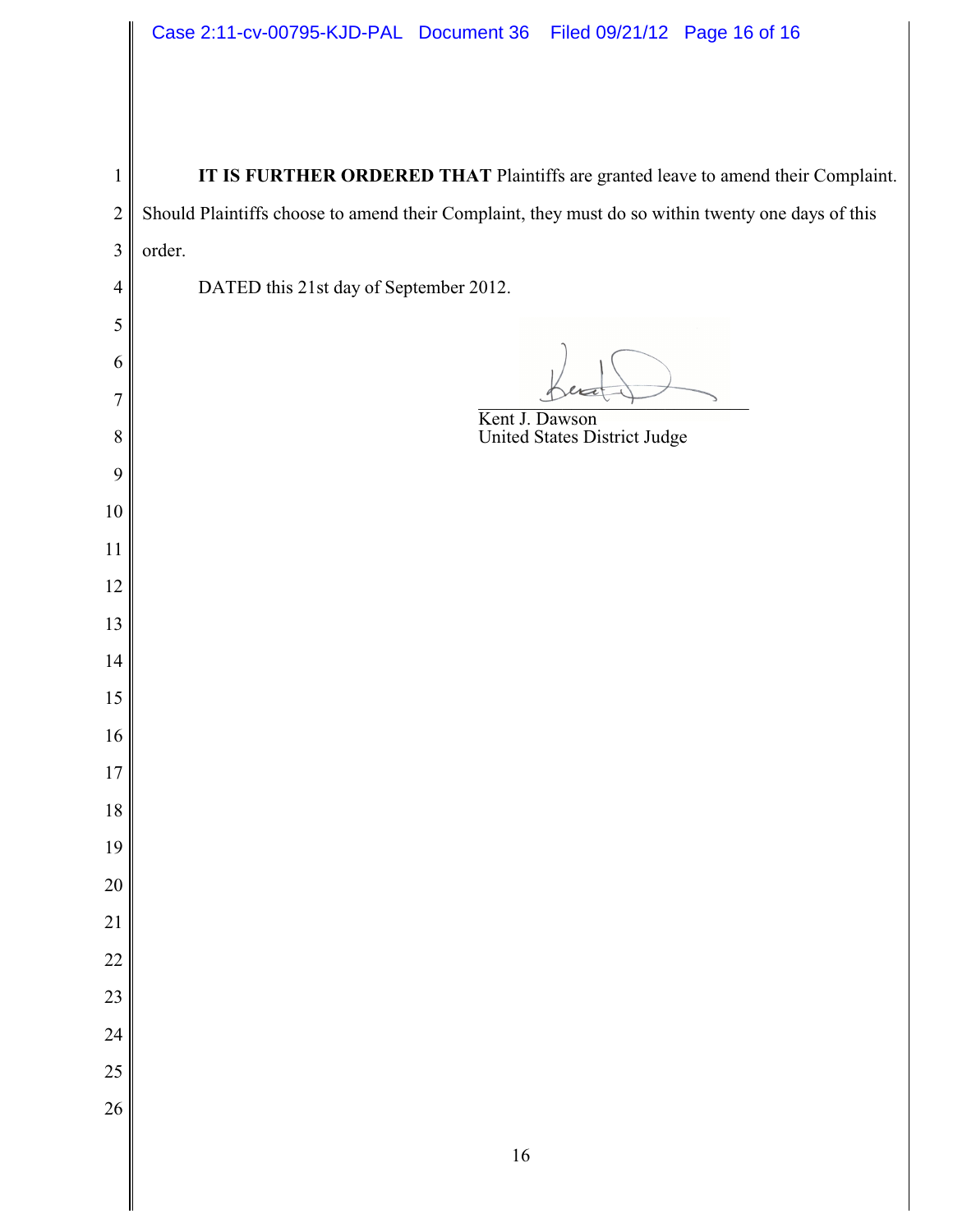**IT IS FURTHER ORDERED THAT** Plaintiffs are granted leave to amend their Complaint. Should Plaintiffs choose to amend their Complaint, they must do so within twenty one days of this order.

DATED this 21st day of September 2012.

Kent J. Dawson
United States District Judge